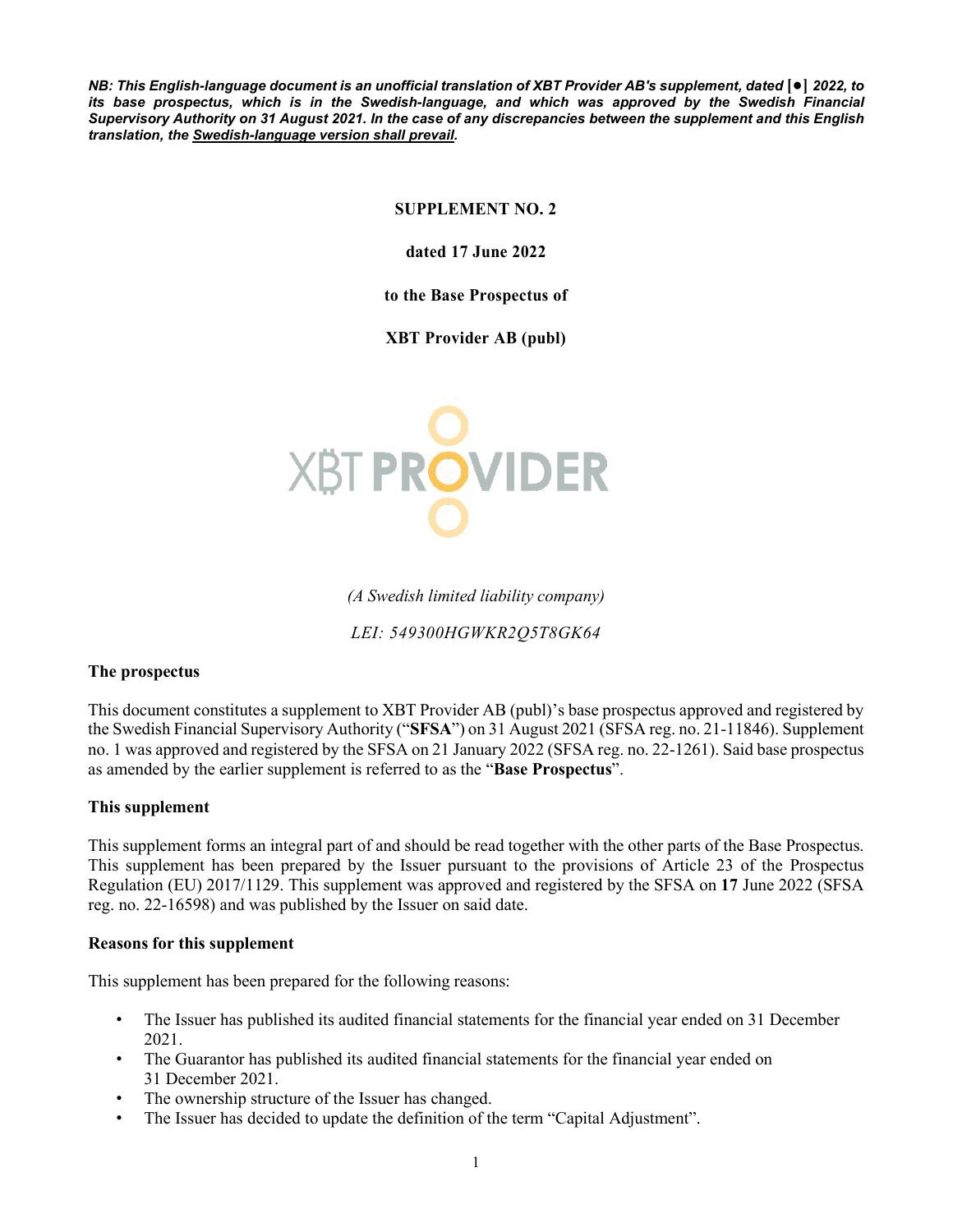***NB: This English-language document is an unofficial translation of XBT Provider AB's supplement, dated [●] 2022, to its base prospectus, which is in the Swedish-language, and which was approved by the Swedish Financial Supervisory Authority on 31 August 2021. In the case of any discrepancies between the supplement and this English translation, the Swedish-language version shall prevail.***

**SUPPLEMENT NO. 2**

**dated 17 June 2022**

**to the Base Prospectus of**

**XBT Provider AB (publ)**

XBT PROVIDER

*(A Swedish limited liability company)*

*LEI: 549300HGWKR2Q5T8GK64*

## The prospectus

This document constitutes a supplement to XBT Provider AB (publ)'s base prospectus approved and registered by the Swedish Financial Supervisory Authority ("**SFSA**") on 31 August 2021 (SFSA reg. no. 21-11846). Supplement no. 1 was approved and registered by the SFSA on 21 January 2022 (SFSA reg. no. 22-1261). Said base prospectus as amended by the earlier supplement is referred to as the "**Base Prospectus**".

## This supplement

This supplement forms an integral part of and should be read together with the other parts of the Base Prospectus. This supplement has been prepared by the Issuer pursuant to the provisions of Article 23 of the Prospectus Regulation (EU) 2017/1129. This supplement was approved and registered by the SFSA on **17** June 2022 (SFSA reg. no. 22-16598) and was published by the Issuer on said date.

## Reasons for this supplement

This supplement has been prepared for the following reasons:

- The Issuer has published its audited financial statements for the financial year ended on 31 December 2021.
- The Guarantor has published its audited financial statements for the financial year ended on 31 December 2021.
- The ownership structure of the Issuer has changed.
- The Issuer has decided to update the definition of the term "Capital Adjustment".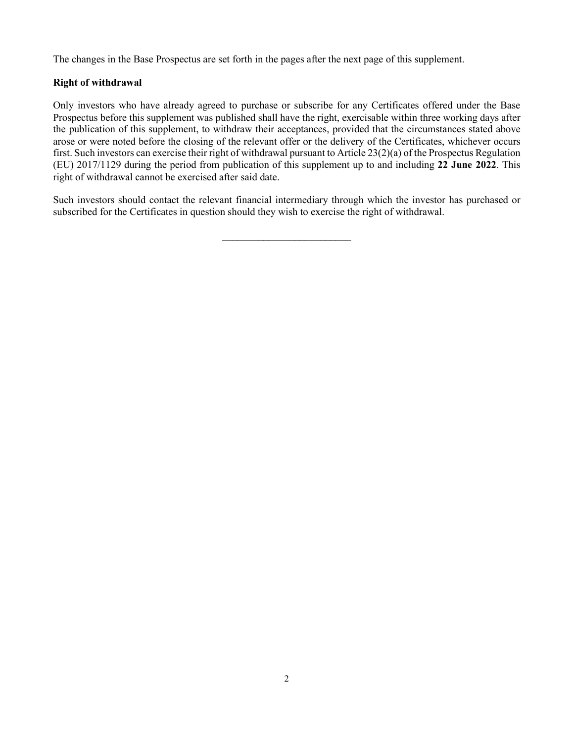The changes in the Base Prospectus are set forth in the pages after the next page of this supplement.

**Right of withdrawal**

Only investors who have already agreed to purchase or subscribe for any Certificates offered under the Base Prospectus before this supplement was published shall have the right, exercisable within three working days after the publication of this supplement, to withdraw their acceptances, provided that the circumstances stated above arose or were noted before the closing of the relevant offer or the delivery of the Certificates, whichever occurs first. Such investors can exercise their right of withdrawal pursuant to Article 23(2)(a) of the Prospectus Regulation (EU) 2017/1129 during the period from publication of this supplement up to and including **22 June 2022**. This right of withdrawal cannot be exercised after said date.

Such investors should contact the relevant financial intermediary through which the investor has purchased or subscribed for the Certificates in question should they wish to exercise the right of withdrawal.

---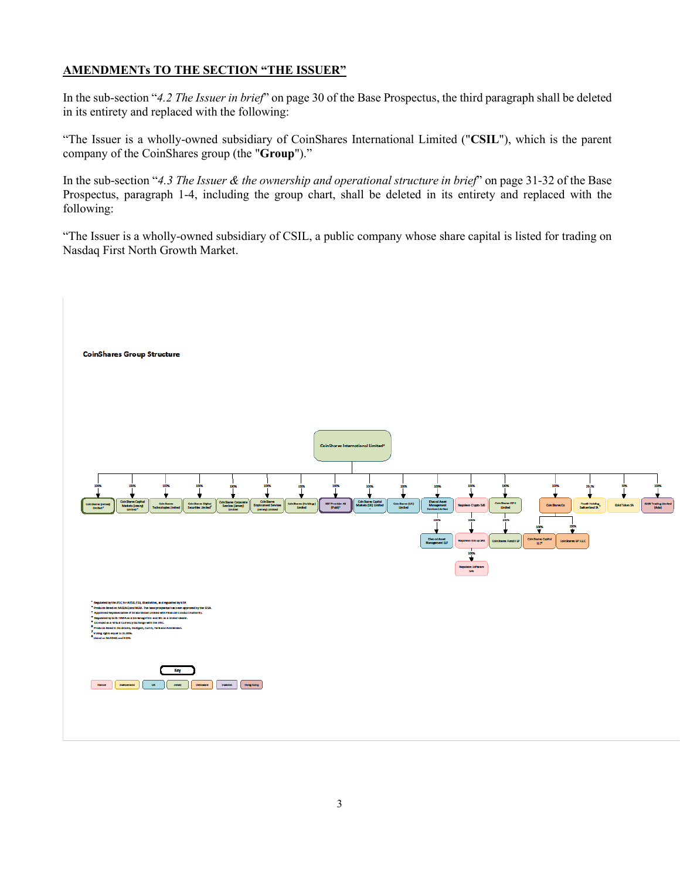## AMENDMENTs TO THE SECTION "THE ISSUER"

In the sub-section "*4.2 The Issuer in brief*" on page 30 of the Base Prospectus, the third paragraph shall be deleted in its entirety and replaced with the following:

"The Issuer is a wholly-owned subsidiary of CoinShares International Limited ("**CSIL**"), which is the parent company of the CoinShares group (the "**Group**")."

In the sub-section "*4.3 The Issuer & the ownership and operational structure in brief*" on page 31-32 of the Base Prospectus, paragraph 1-4, including the group chart, shall be deleted in its entirety and replaced with the following:

"The Issuer is a wholly-owned subsidiary of CSIL, a public company whose share capital is listed for trading on Nasdaq First North Growth Market.

**CoinShares Group Structure**

- CoinShares International Limited[8]
  - 100% CoinShares (Jersey) Limited[1]
  - 100% CoinShares Capital Markets (Jersey) Limited[2]
  - 100% CoinShares Technologies Limited
  - 100% CoinShares Digital Securities Limited[3]
  - 100% CoinShares Corporate Services (Jersey) Limited
  - 100% CoinShares Employment Services (Jersey) Limited
  - 100% CoinShares (Holdings) Limited
  - 100% XBT Provider AB (Publ)[6]
  - 100% CoinShares Capital Markets (UK) Limited
  - 100% CoinShares (UK) Limited
  - 100% Elwood Asset Management Services Limited
    - 100% Elwood Asset Management LLP
  - 100% Napoleon Crypto SAS
    - 100% Napoleon Group SAS
      - 100% Napoleon Software SAS
  - 100% CoinShares GP II Limited
    - 100% CoinShares Fund II LP
  - 100% CoinShares Co
    - 100% CoinShares Capital LLC[4]
    - 100% CoinShares GP LLC
  - 29.2% FlowBit Holding, Switzerland SA
  - 50% GoldToken SA
  - 100% GABI Trading Limited (Asia)

[1] Regulated by the JFSC for AIFSB, FSB, MI activities, and regulated by NFA
[2] Products listed on NASDAQ and NGM. The base prospectus has been approved by the SFSA.
[3] Appointed Representative of Sinai Global Limited with Financial Conduct Authority.
[4] Regulated by both FINRA as a broker firm and SEC as a broker-dealer.
[5] Licensed as a Virtual Currency Exchange with the JFSC.
[6] Products listed in Stockholm, Stuttgart, Zurich, Paris and Amsterdam.
[7] Voting rights equal to 31.00%.
[8] Listed on NASDAQ and NGM.

Key: France | Switzerland | UK | Jersey | Delaware | Sweden | Hong Kong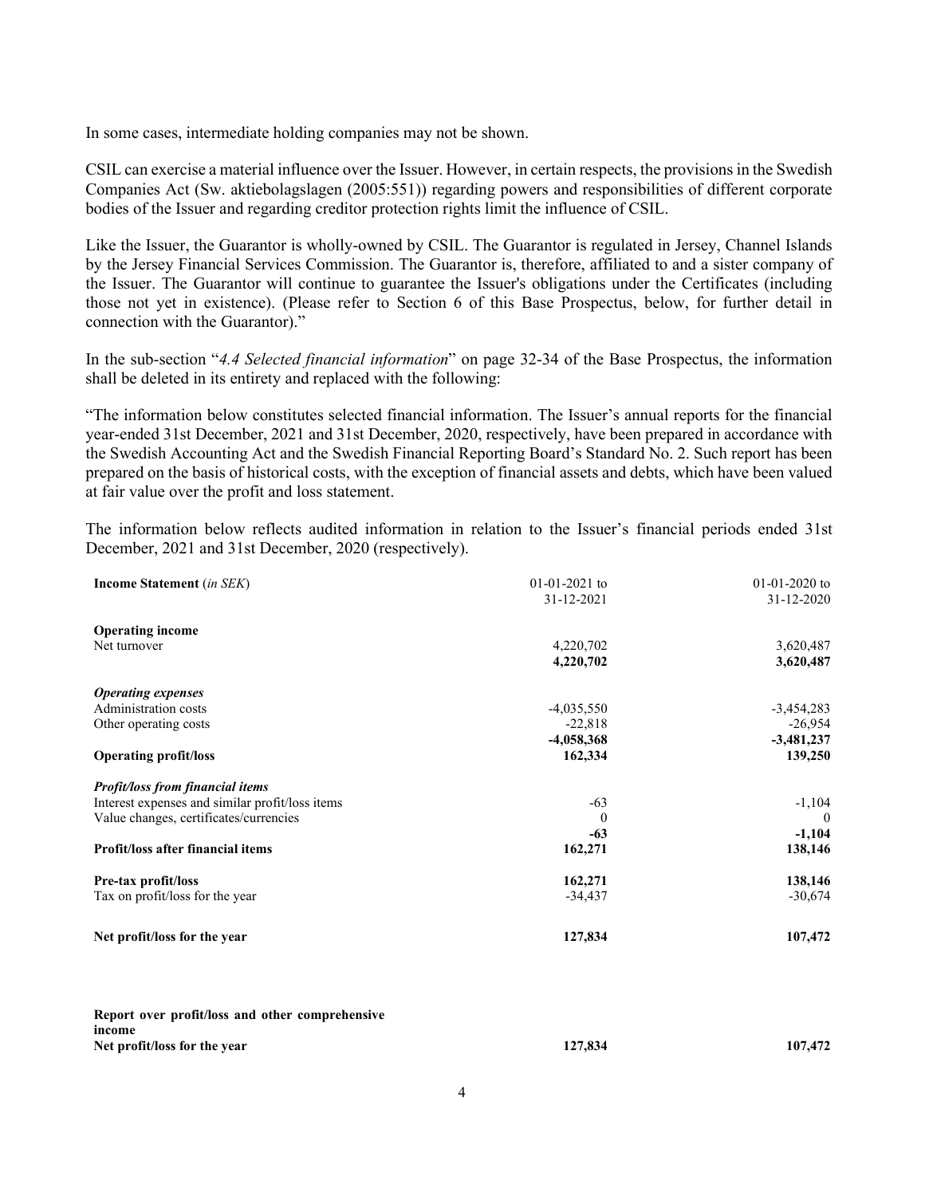In some cases, intermediate holding companies may not be shown.

CSIL can exercise a material influence over the Issuer. However, in certain respects, the provisions in the Swedish Companies Act (Sw. aktiebolagslagen (2005:551)) regarding powers and responsibilities of different corporate bodies of the Issuer and regarding creditor protection rights limit the influence of CSIL.

Like the Issuer, the Guarantor is wholly-owned by CSIL. The Guarantor is regulated in Jersey, Channel Islands by the Jersey Financial Services Commission. The Guarantor is, therefore, affiliated to and a sister company of the Issuer. The Guarantor will continue to guarantee the Issuer's obligations under the Certificates (including those not yet in existence). (Please refer to Section 6 of this Base Prospectus, below, for further detail in connection with the Guarantor)."

In the sub-section "*4.4 Selected financial information*" on page 32-34 of the Base Prospectus, the information shall be deleted in its entirety and replaced with the following:

"The information below constitutes selected financial information. The Issuer's annual reports for the financial year-ended 31st December, 2021 and 31st December, 2020, respectively, have been prepared in accordance with the Swedish Accounting Act and the Swedish Financial Reporting Board's Standard No. 2. Such report has been prepared on the basis of historical costs, with the exception of financial assets and debts, which have been valued at fair value over the profit and loss statement.

The information below reflects audited information in relation to the Issuer's financial periods ended 31st December, 2021 and 31st December, 2020 (respectively).

| **Income Statement** (*in SEK*) | 01-01-2021 to 31-12-2021 | 01-01-2020 to 31-12-2020 |
|---|---|---|
| **Operating income** | | |
| Net turnover | 4,220,702 | 3,620,487 |
| | **4,220,702** | **3,620,487** |
| ***Operating expenses*** | | |
| Administration costs | -4,035,550 | -3,454,283 |
| Other operating costs | -22,818 | -26,954 |
| | **-4,058,368** | **-3,481,237** |
| **Operating profit/loss** | **162,334** | **139,250** |
| ***Profit/loss from financial items*** | | |
| Interest expenses and similar profit/loss items | -63 | -1,104 |
| Value changes, certificates/currencies | 0 | 0 |
| | **-63** | **-1,104** |
| **Profit/loss after financial items** | **162,271** | **138,146** |
| **Pre-tax profit/loss** | **162,271** | **138,146** |
| Tax on profit/loss for the year | -34,437 | -30,674 |
| **Net profit/loss for the year** | **127,834** | **107,472** |
| | | |
| **Report over profit/loss and other comprehensive income** | | |
| **Net profit/loss for the year** | **127,834** | **107,472** |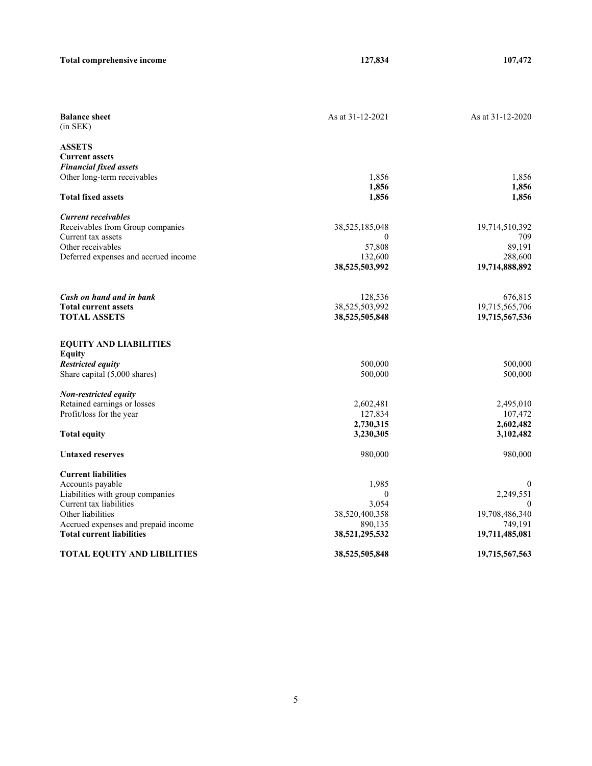| **Total comprehensive income** | **127,834** | **107,472** |
|---|---|---|

| **Balance sheet** (in SEK) | As at 31-12-2021 | As at 31-12-2020 |
|---|---|---|
| **ASSETS** | | |
| **Current assets** | | |
| ***Financial fixed assets*** | | |
| Other long-term receivables | 1,856 | 1,856 |
| | **1,856** | **1,856** |
| **Total fixed assets** | **1,856** | **1,856** |
| | | |
| ***Current receivables*** | | |
| Receivables from Group companies | 38,525,185,048 | 19,714,510,392 |
| Current tax assets | 0 | 709 |
| Other receivables | 57,808 | 89,191 |
| Deferred expenses and accrued income | 132,600 | 288,600 |
| | **38,525,503,992** | **19,714,888,892** |
| | | |
| ***Cash on hand and in bank*** | 128,536 | 676,815 |
| **Total current assets** | 38,525,503,992 | 19,715,565,706 |
| **TOTAL ASSETS** | **38,525,505,848** | **19,715,567,536** |
| | | |
| **EQUITY AND LIABILITIES** | | |
| **Equity** | | |
| ***Restricted equity*** | 500,000 | 500,000 |
| Share capital (5,000 shares) | 500,000 | 500,000 |
| | | |
| ***Non-restricted equity*** | | |
| Retained earnings or losses | 2,602,481 | 2,495,010 |
| Profit/loss for the year | 127,834 | 107,472 |
| | **2,730,315** | **2,602,482** |
| **Total equity** | **3,230,305** | **3,102,482** |
| | | |
| **Untaxed reserves** | 980,000 | 980,000 |
| | | |
| **Current liabilities** | | |
| Accounts payable | 1,985 | 0 |
| Liabilities with group companies | 0 | 2,249,551 |
| Current tax liabilities | 3,054 | 0 |
| Other liabilities | 38,520,400,358 | 19,708,486,340 |
| Accrued expenses and prepaid income | 890,135 | 749,191 |
| **Total current liabilities** | **38,521,295,532** | **19,711,485,081** |
| | | |
| **TOTAL EQUITY AND LIBILITIES** | **38,525,505,848** | **19,715,567,563** |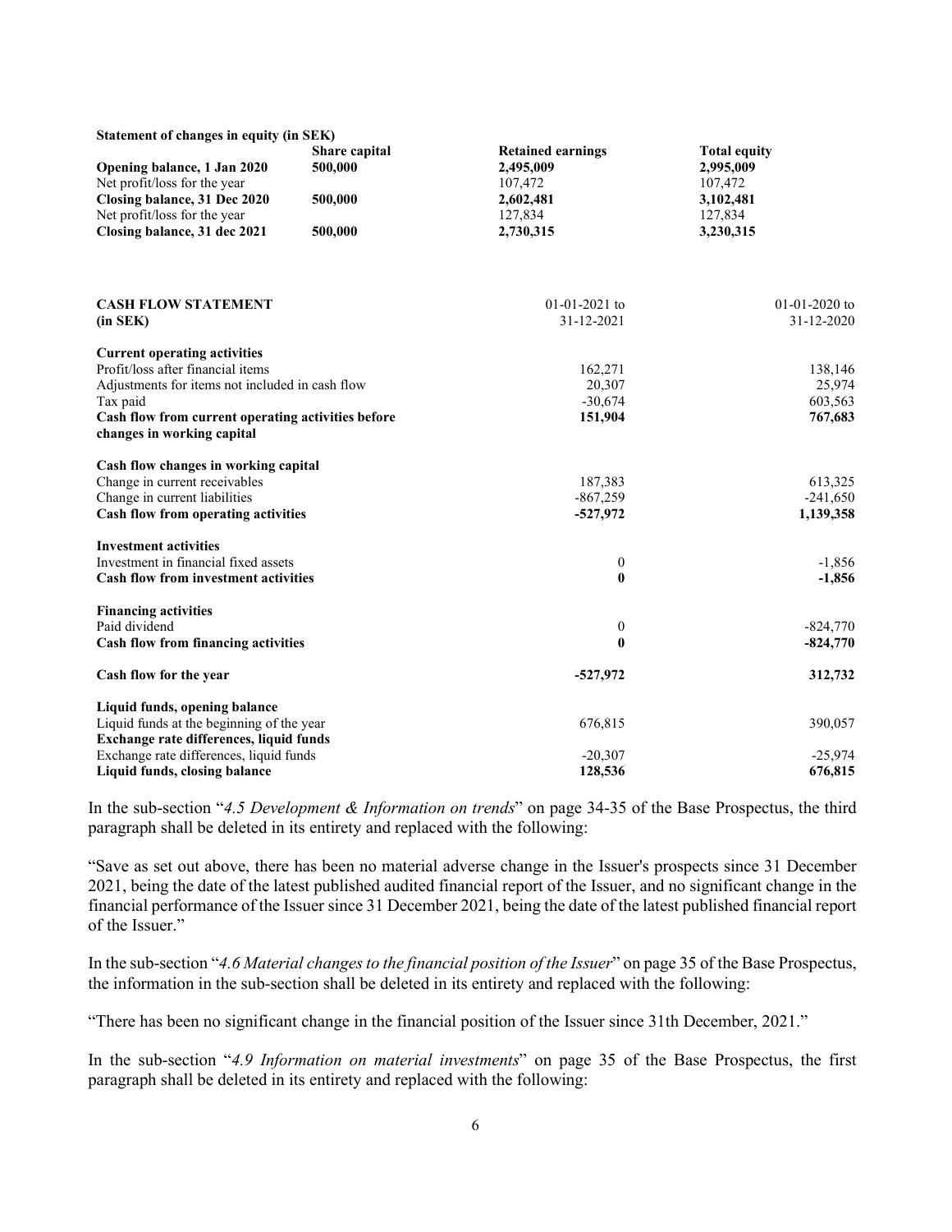**Statement of changes in equity (in SEK)**

| | Share capital | Retained earnings | Total equity |
|---|---|---|---|
| **Opening balance, 1 Jan 2020** | **500,000** | **2,495,009** | **2,995,009** |
| Net profit/loss for the year | | 107,472 | 107,472 |
| **Closing balance, 31 Dec 2020** | **500,000** | **2,602,481** | **3,102,481** |
| Net profit/loss for the year | | 127,834 | 127,834 |
| **Closing balance, 31 dec 2021** | **500,000** | **2,730,315** | **3,230,315** |

| **CASH FLOW STATEMENT (in SEK)** | 01-01-2021 to 31-12-2021 | 01-01-2020 to 31-12-2020 |
|---|---|---|
| **Current operating activities** | | |
| Profit/loss after financial items | 162,271 | 138,146 |
| Adjustments for items not included in cash flow | 20,307 | 25,974 |
| Tax paid | -30,674 | 603,563 |
| **Cash flow from current operating activities before changes in working capital** | **151,904** | **767,683** |
| **Cash flow changes in working capital** | | |
| Change in current receivables | 187,383 | 613,325 |
| Change in current liabilities | -867,259 | -241,650 |
| **Cash flow from operating activities** | **-527,972** | **1,139,358** |
| **Investment activities** | | |
| Investment in financial fixed assets | 0 | -1,856 |
| **Cash flow from investment activities** | **0** | **-1,856** |
| **Financing activities** | | |
| Paid dividend | 0 | -824,770 |
| **Cash flow from financing activities** | **0** | **-824,770** |
| **Cash flow for the year** | **-527,972** | **312,732** |
| **Liquid funds, opening balance** | | |
| Liquid funds at the beginning of the year | 676,815 | 390,057 |
| **Exchange rate differences, liquid funds** | | |
| Exchange rate differences, liquid funds | -20,307 | -25,974 |
| **Liquid funds, closing balance** | **128,536** | **676,815** |

In the sub-section "*4.5 Development & Information on trends*" on page 34-35 of the Base Prospectus, the third paragraph shall be deleted in its entirety and replaced with the following:

"Save as set out above, there has been no material adverse change in the Issuer's prospects since 31 December 2021, being the date of the latest published audited financial report of the Issuer, and no significant change in the financial performance of the Issuer since 31 December 2021, being the date of the latest published financial report of the Issuer."

In the sub-section "*4.6 Material changes to the financial position of the Issuer*" on page 35 of the Base Prospectus, the information in the sub-section shall be deleted in its entirety and replaced with the following:

"There has been no significant change in the financial position of the Issuer since 31th December, 2021."

In the sub-section "*4.9 Information on material investments*" on page 35 of the Base Prospectus, the first paragraph shall be deleted in its entirety and replaced with the following: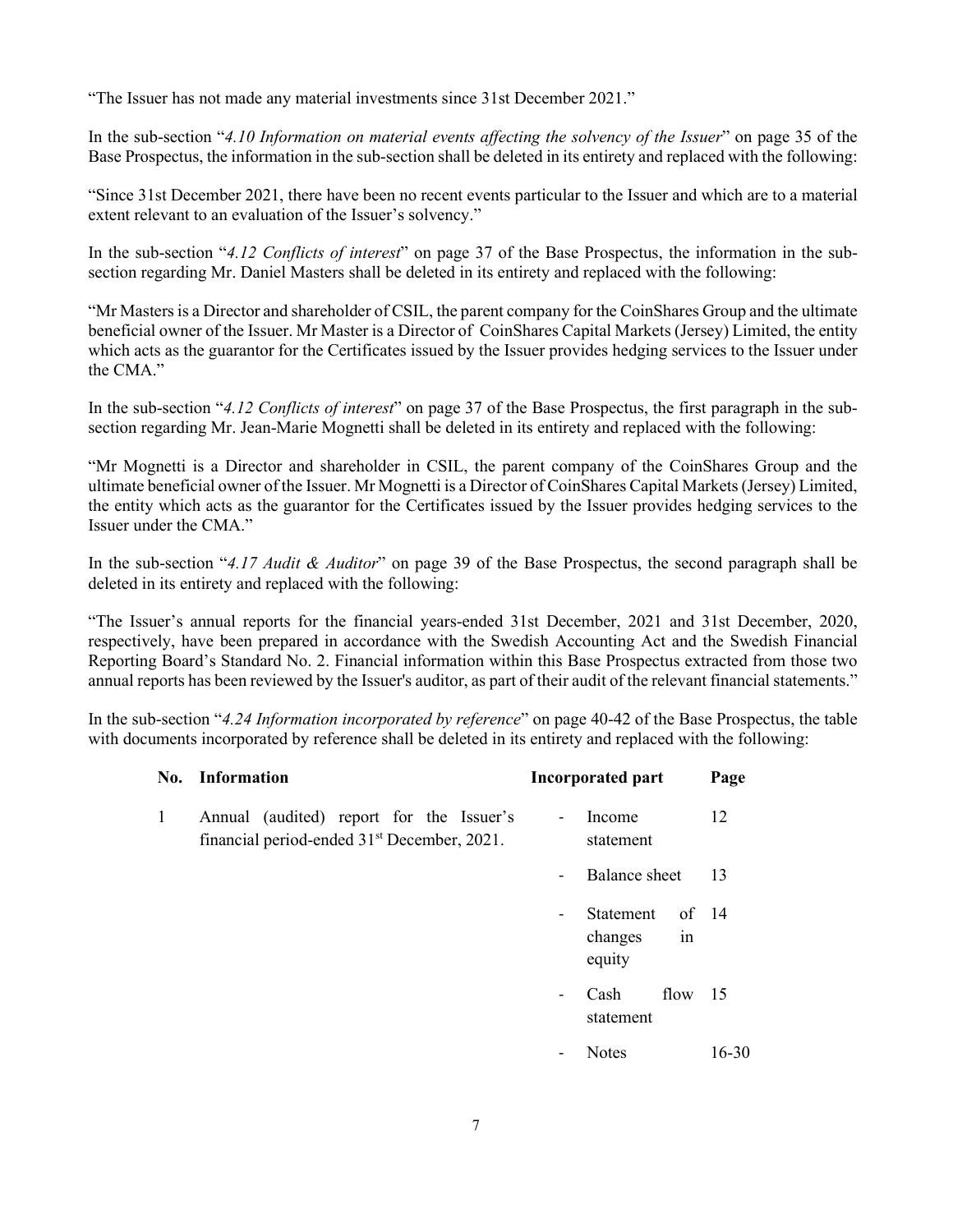"The Issuer has not made any material investments since 31st December 2021."

In the sub-section "*4.10 Information on material events affecting the solvency of the Issuer*" on page 35 of the Base Prospectus, the information in the sub-section shall be deleted in its entirety and replaced with the following:

"Since 31st December 2021, there have been no recent events particular to the Issuer and which are to a material extent relevant to an evaluation of the Issuer's solvency."

In the sub-section "*4.12 Conflicts of interest*" on page 37 of the Base Prospectus, the information in the sub-section regarding Mr. Daniel Masters shall be deleted in its entirety and replaced with the following:

"Mr Masters is a Director and shareholder of CSIL, the parent company for the CoinShares Group and the ultimate beneficial owner of the Issuer. Mr Master is a Director of CoinShares Capital Markets (Jersey) Limited, the entity which acts as the guarantor for the Certificates issued by the Issuer provides hedging services to the Issuer under the CMA."

In the sub-section "*4.12 Conflicts of interest*" on page 37 of the Base Prospectus, the first paragraph in the sub-section regarding Mr. Jean-Marie Mognetti shall be deleted in its entirety and replaced with the following:

"Mr Mognetti is a Director and shareholder in CSIL, the parent company of the CoinShares Group and the ultimate beneficial owner of the Issuer. Mr Mognetti is a Director of CoinShares Capital Markets (Jersey) Limited, the entity which acts as the guarantor for the Certificates issued by the Issuer provides hedging services to the Issuer under the CMA."

In the sub-section "*4.17 Audit & Auditor*" on page 39 of the Base Prospectus, the second paragraph shall be deleted in its entirety and replaced with the following:

"The Issuer's annual reports for the financial years-ended 31st December, 2021 and 31st December, 2020, respectively, have been prepared in accordance with the Swedish Accounting Act and the Swedish Financial Reporting Board's Standard No. 2. Financial information within this Base Prospectus extracted from those two annual reports has been reviewed by the Issuer's auditor, as part of their audit of the relevant financial statements."

In the sub-section "*4.24 Information incorporated by reference*" on page 40-42 of the Base Prospectus, the table with documents incorporated by reference shall be deleted in its entirety and replaced with the following:

| No. | Information | Incorporated part | Page |
|---|---|---|---|
| 1 | Annual (audited) report for the Issuer's financial period-ended 31st December, 2021. | - Income statement | 12 |
| | | - Balance sheet | 13 |
| | | - Statement of changes in equity | 14 |
| | | - Cash flow statement | 15 |
| | | - Notes | 16-30 |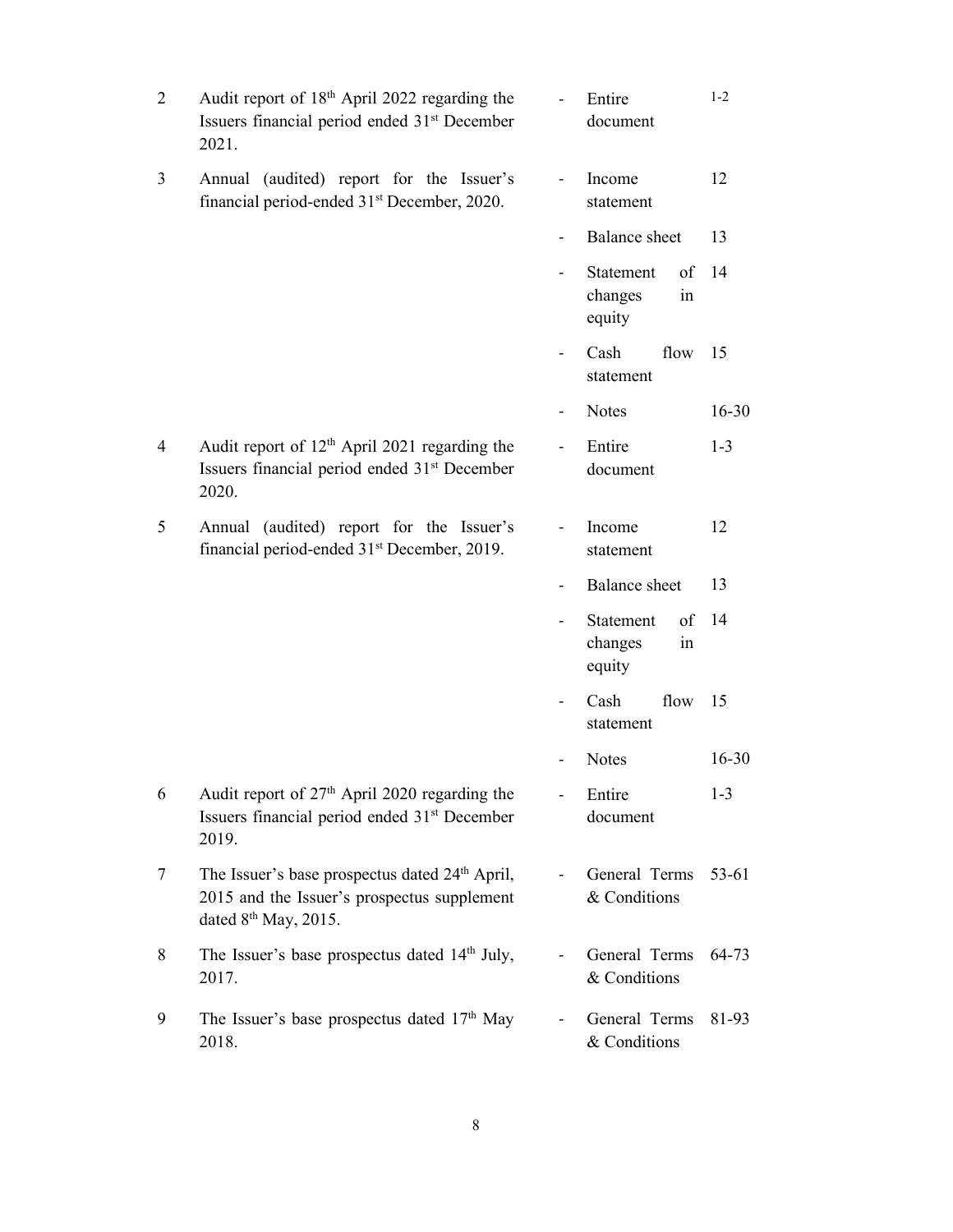| | | | | |
|---|---|---|---|---|
| 2 | Audit report of 18th April 2022 regarding the Issuers financial period ended 31st December 2021. | - | Entire document | 1-2 |
| 3 | Annual (audited) report for the Issuer's financial period-ended 31st December, 2020. | - | Income statement | 12 |
| | | - | Balance sheet | 13 |
| | | - | Statement of changes in equity | 14 |
| | | - | Cash flow statement | 15 |
| | | - | Notes | 16-30 |
| 4 | Audit report of 12th April 2021 regarding the Issuers financial period ended 31st December 2020. | - | Entire document | 1-3 |
| 5 | Annual (audited) report for the Issuer's financial period-ended 31st December, 2019. | - | Income statement | 12 |
| | | - | Balance sheet | 13 |
| | | - | Statement of changes in equity | 14 |
| | | - | Cash flow statement | 15 |
| | | - | Notes | 16-30 |
| 6 | Audit report of 27th April 2020 regarding the Issuers financial period ended 31st December 2019. | - | Entire document | 1-3 |
| 7 | The Issuer's base prospectus dated 24th April, 2015 and the Issuer's prospectus supplement dated 8th May, 2015. | - | General Terms & Conditions | 53-61 |
| 8 | The Issuer's base prospectus dated 14th July, 2017. | - | General Terms & Conditions | 64-73 |
| 9 | The Issuer's base prospectus dated 17th May 2018. | - | General Terms & Conditions | 81-93 |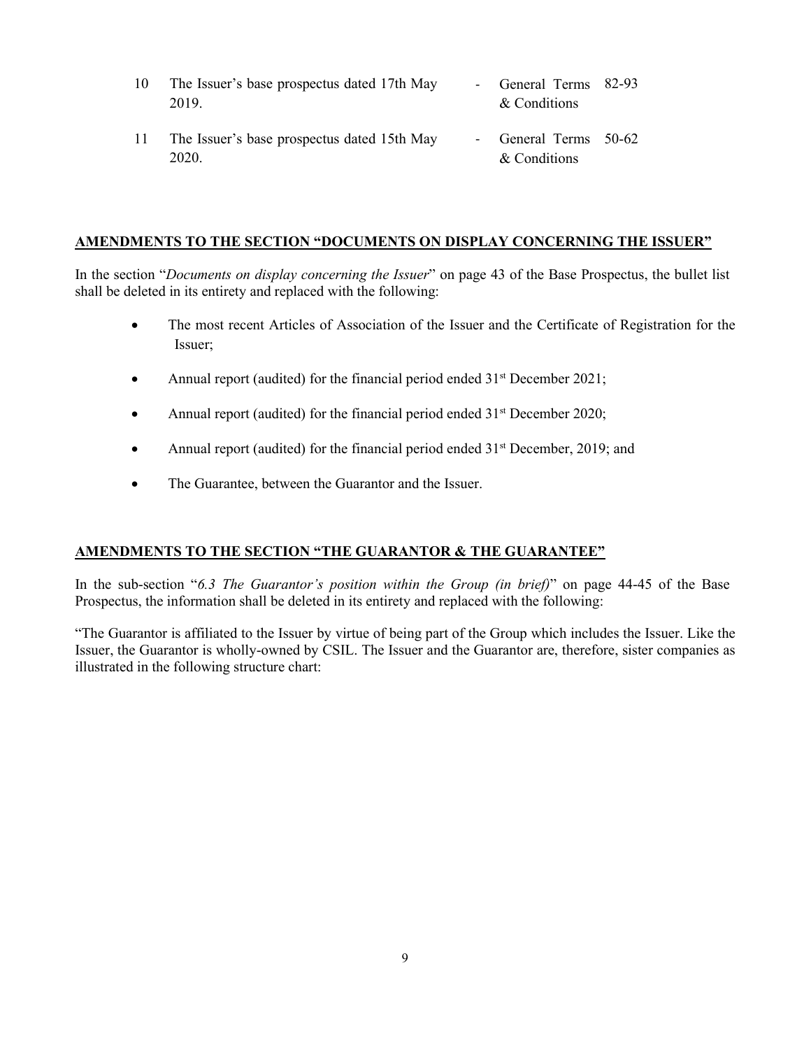| | | | | |
|---|---|---|---|---|
| 10 | The Issuer's base prospectus dated 17th May 2019. | - | General Terms & Conditions | 82-93 |
| 11 | The Issuer's base prospectus dated 15th May 2020. | - | General Terms & Conditions | 50-62 |

## AMENDMENTS TO THE SECTION "DOCUMENTS ON DISPLAY CONCERNING THE ISSUER"

In the section "*Documents on display concerning the Issuer*" on page 43 of the Base Prospectus, the bullet list shall be deleted in its entirety and replaced with the following:

- The most recent Articles of Association of the Issuer and the Certificate of Registration for the Issuer;
- Annual report (audited) for the financial period ended 31st December 2021;
- Annual report (audited) for the financial period ended 31st December 2020;
- Annual report (audited) for the financial period ended 31st December, 2019; and
- The Guarantee, between the Guarantor and the Issuer.

## AMENDMENTS TO THE SECTION "THE GUARANTOR & THE GUARANTEE"

In the sub-section "*6.3 The Guarantor's position within the Group (in brief)*" on page 44-45 of the Base Prospectus, the information shall be deleted in its entirety and replaced with the following:

"The Guarantor is affiliated to the Issuer by virtue of being part of the Group which includes the Issuer. Like the Issuer, the Guarantor is wholly-owned by CSIL. The Issuer and the Guarantor are, therefore, sister companies as illustrated in the following structure chart: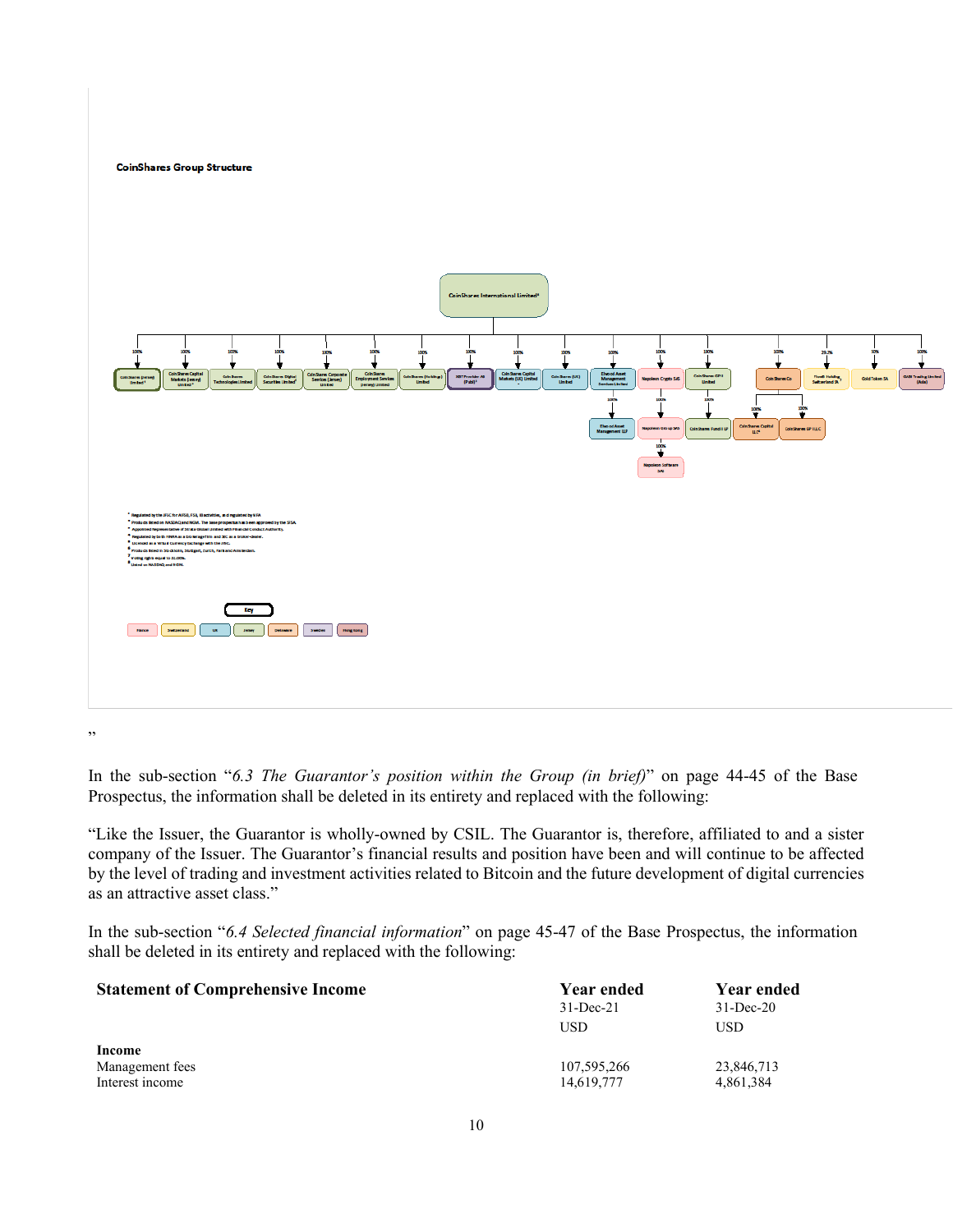**CoinShares Group Structure**

”

In the sub-section “*6.3 The Guarantor’s position within the Group (in brief)*” on page 44-45 of the Base Prospectus, the information shall be deleted in its entirety and replaced with the following:

“Like the Issuer, the Guarantor is wholly-owned by CSIL. The Guarantor is, therefore, affiliated to and a sister company of the Issuer. The Guarantor’s financial results and position have been and will continue to be affected by the level of trading and investment activities related to Bitcoin and the future development of digital currencies as an attractive asset class.”

In the sub-section “*6.4 Selected financial information*” on page 45-47 of the Base Prospectus, the information shall be deleted in its entirety and replaced with the following:

| **Statement of Comprehensive Income** | **Year ended** | **Year ended** |
|---|---|---|
| | 31-Dec-21 | 31-Dec-20 |
| | USD | USD |
| **Income** | | |
| Management fees | 107,595,266 | 23,846,713 |
| Interest income | 14,619,777 | 4,861,384 |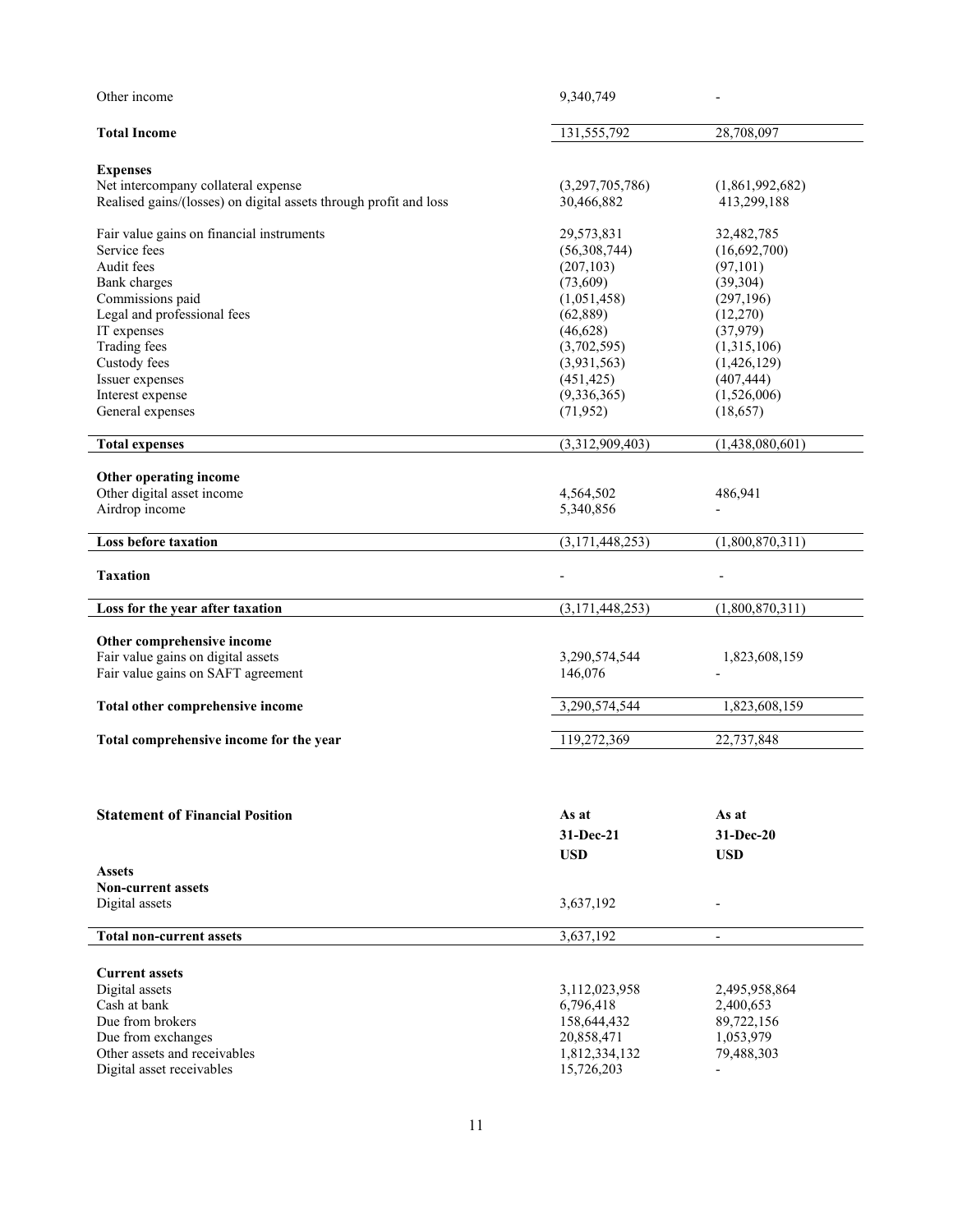| | | |
|---|---|---|
| Other income | 9,340,749 | - |
| **Total Income** | 131,555,792 | 28,708,097 |
| | | |
| **Expenses** | | |
| Net intercompany collateral expense | (3,297,705,786) | (1,861,992,682) |
| Realised gains/(losses) on digital assets through profit and loss | 30,466,882 | 413,299,188 |
| | | |
| Fair value gains on financial instruments | 29,573,831 | 32,482,785 |
| Service fees | (56,308,744) | (16,692,700) |
| Audit fees | (207,103) | (97,101) |
| Bank charges | (73,609) | (39,304) |
| Commissions paid | (1,051,458) | (297,196) |
| Legal and professional fees | (62,889) | (12,270) |
| IT expenses | (46,628) | (37,979) |
| Trading fees | (3,702,595) | (1,315,106) |
| Custody fees | (3,931,563) | (1,426,129) |
| Issuer expenses | (451,425) | (407,444) |
| Interest expense | (9,336,365) | (1,526,006) |
| General expenses | (71,952) | (18,657) |
| | | |
| **Total expenses** | (3,312,909,403) | (1,438,080,601) |
| | | |
| **Other operating income** | | |
| Other digital asset income | 4,564,502 | 486,941 |
| Airdrop income | 5,340,856 | - |
| | | |
| **Loss before taxation** | (3,171,448,253) | (1,800,870,311) |
| | | |
| **Taxation** | - | - |
| | | |
| **Loss for the year after taxation** | (3,171,448,253) | (1,800,870,311) |
| | | |
| **Other comprehensive income** | | |
| Fair value gains on digital assets | 3,290,574,544 | 1,823,608,159 |
| Fair value gains on SAFT agreement | 146,076 | - |
| | | |
| **Total other comprehensive income** | 3,290,574,544 | 1,823,608,159 |
| | | |
| **Total comprehensive income for the year** | 119,272,369 | 22,737,848 |

| **Statement of Financial Position** | **As at 31-Dec-21 USD** | **As at 31-Dec-20 USD** |
|---|---|---|
| **Assets** | | |
| **Non-current assets** | | |
| Digital assets | 3,637,192 | - |
| | | |
| **Total non-current assets** | 3,637,192 | - |
| | | |
| **Current assets** | | |
| Digital assets | 3,112,023,958 | 2,495,958,864 |
| Cash at bank | 6,796,418 | 2,400,653 |
| Due from brokers | 158,644,432 | 89,722,156 |
| Due from exchanges | 20,858,471 | 1,053,979 |
| Other assets and receivables | 1,812,334,132 | 79,488,303 |
| Digital asset receivables | 15,726,203 | - |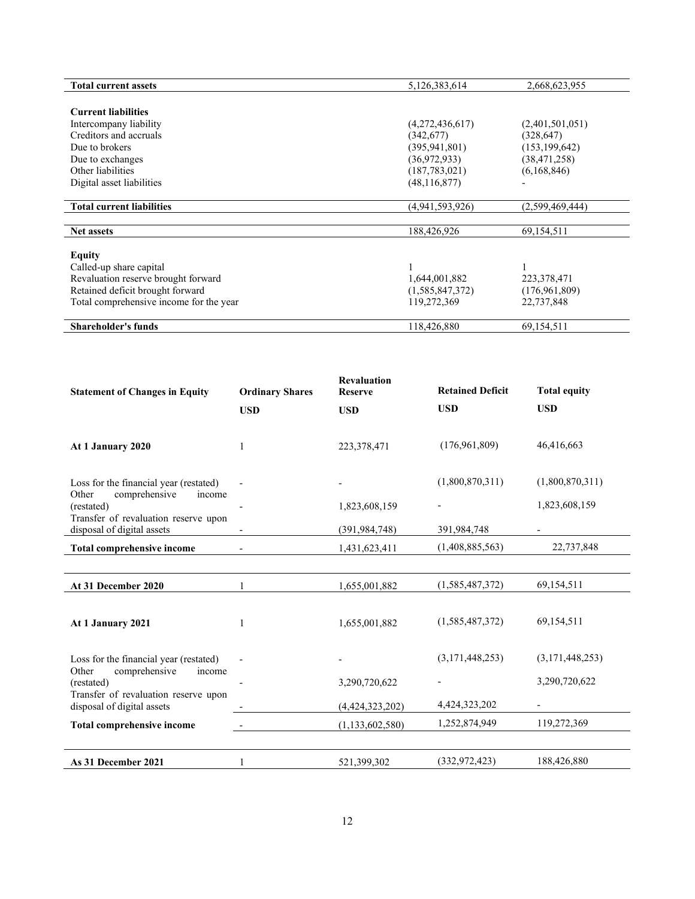| | | |
|---|---|---|
| **Total current assets** | 5,126,383,614 | 2,668,623,955 |
| | | |
| **Current liabilities** | | |
| Intercompany liability | (4,272,436,617) | (2,401,501,051) |
| Creditors and accruals | (342,677) | (328,647) |
| Due to brokers | (395,941,801) | (153,199,642) |
| Due to exchanges | (36,972,933) | (38,471,258) |
| Other liabilities | (187,783,021) | (6,168,846) |
| Digital asset liabilities | (48,116,877) | - |
| | | |
| **Total current liabilities** | (4,941,593,926) | (2,599,469,444) |
| | | |
| **Net assets** | 188,426,926 | 69,154,511 |
| | | |
| **Equity** | | |
| Called-up share capital | 1 | 1 |
| Revaluation reserve brought forward | 1,644,001,882 | 223,378,471 |
| Retained deficit brought forward | (1,585,847,372) | (176,961,809) |
| Total comprehensive income for the year | 119,272,369 | 22,737,848 |
| | | |
| **Shareholder's funds** | 118,426,880 | 69,154,511 |

| **Statement of Changes in Equity** | **Ordinary Shares** | **Revaluation Reserve** | **Retained Deficit** | **Total equity** |
|---|---|---|---|---|
| | **USD** | **USD** | **USD** | **USD** |
| **At 1 January 2020** | 1 | 223,378,471 | (176,961,809) | 46,416,663 |
| Loss for the financial year (restated) | - | - | (1,800,870,311) | (1,800,870,311) |
| Other comprehensive income (restated) | - | 1,823,608,159 | - | 1,823,608,159 |
| Transfer of revaluation reserve upon disposal of digital assets | - | (391,984,748) | 391,984,748 | - |
| **Total comprehensive income** | - | 1,431,623,411 | (1,408,885,563) | 22,737,848 |
| | | | | |
| **At 31 December 2020** | 1 | 1,655,001,882 | (1,585,487,372) | 69,154,511 |
| | | | | |
| **At 1 January 2021** | 1 | 1,655,001,882 | (1,585,487,372) | 69,154,511 |
| Loss for the financial year (restated) | - | - | (3,171,448,253) | (3,171,448,253) |
| Other comprehensive income (restated) | - | 3,290,720,622 | - | 3,290,720,622 |
| Transfer of revaluation reserve upon disposal of digital assets | - | (4,424,323,202) | 4,424,323,202 | - |
| **Total comprehensive income** | - | (1,133,602,580) | 1,252,874,949 | 119,272,369 |
| | | | | |
| **As 31 December 2021** | 1 | 521,399,302 | (332,972,423) | 188,426,880 |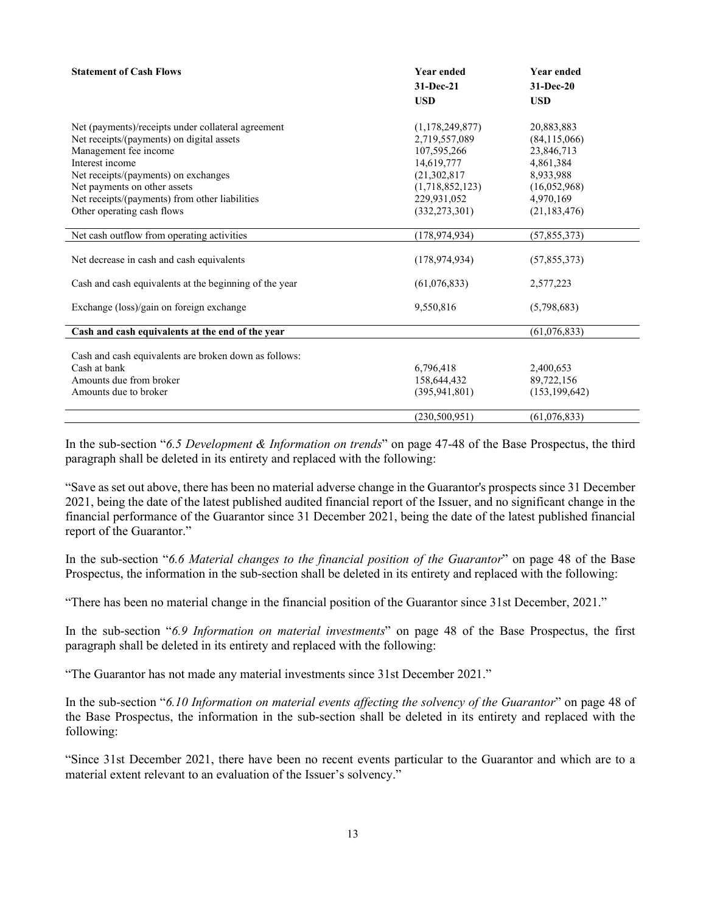| **Statement of Cash Flows** | **Year ended 31-Dec-21 USD** | **Year ended 31-Dec-20 USD** |
|---|---|---|
| Net (payments)/receipts under collateral agreement | (1,178,249,877) | 20,883,883 |
| Net receipts/(payments) on digital assets | 2,719,557,089 | (84,115,066) |
| Management fee income | 107,595,266 | 23,846,713 |
| Interest income | 14,619,777 | 4,861,384 |
| Net receipts/(payments) on exchanges | (21,302,817 | 8,933,988 |
| Net payments on other assets | (1,718,852,123) | (16,052,968) |
| Net receipts/(payments) from other liabilities | 229,931,052 | 4,970,169 |
| Other operating cash flows | (332,273,301) | (21,183,476) |
| Net cash outflow from operating activities | (178,974,934) | (57,855,373) |
| Net decrease in cash and cash equivalents | (178,974,934) | (57,855,373) |
| Cash and cash equivalents at the beginning of the year | (61,076,833) | 2,577,223 |
| Exchange (loss)/gain on foreign exchange | 9,550,816 | (5,798,683) |
| **Cash and cash equivalents at the end of the year** | | (61,076,833) |
| Cash and cash equivalents are broken down as follows: | | |
| Cash at bank | 6,796,418 | 2,400,653 |
| Amounts due from broker | 158,644,432 | 89,722,156 |
| Amounts due to broker | (395,941,801) | (153,199,642) |
| | (230,500,951) | (61,076,833) |

In the sub-section "*6.5 Development & Information on trends*" on page 47-48 of the Base Prospectus, the third paragraph shall be deleted in its entirety and replaced with the following:

"Save as set out above, there has been no material adverse change in the Guarantor's prospects since 31 December 2021, being the date of the latest published audited financial report of the Issuer, and no significant change in the financial performance of the Guarantor since 31 December 2021, being the date of the latest published financial report of the Guarantor."

In the sub-section "*6.6 Material changes to the financial position of the Guarantor*" on page 48 of the Base Prospectus, the information in the sub-section shall be deleted in its entirety and replaced with the following:

"There has been no material change in the financial position of the Guarantor since 31st December, 2021."

In the sub-section "*6.9 Information on material investments*" on page 48 of the Base Prospectus, the first paragraph shall be deleted in its entirety and replaced with the following:

"The Guarantor has not made any material investments since 31st December 2021."

In the sub-section "*6.10 Information on material events affecting the solvency of the Guarantor*" on page 48 of the Base Prospectus, the information in the sub-section shall be deleted in its entirety and replaced with the following:

"Since 31st December 2021, there have been no recent events particular to the Guarantor and which are to a material extent relevant to an evaluation of the Issuer's solvency."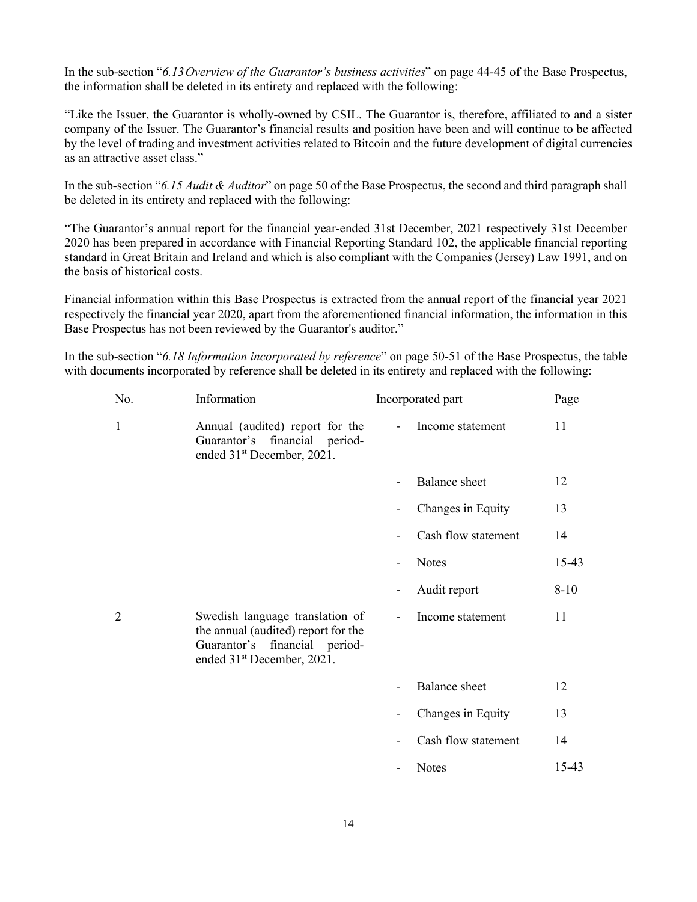In the sub-section "*6.13 Overview of the Guarantor's business activities*" on page 44-45 of the Base Prospectus, the information shall be deleted in its entirety and replaced with the following:

"Like the Issuer, the Guarantor is wholly-owned by CSIL. The Guarantor is, therefore, affiliated to and a sister company of the Issuer. The Guarantor's financial results and position have been and will continue to be affected by the level of trading and investment activities related to Bitcoin and the future development of digital currencies as an attractive asset class."

In the sub-section "*6.15 Audit & Auditor*" on page 50 of the Base Prospectus, the second and third paragraph shall be deleted in its entirety and replaced with the following:

"The Guarantor's annual report for the financial year-ended 31st December, 2021 respectively 31st December 2020 has been prepared in accordance with Financial Reporting Standard 102, the applicable financial reporting standard in Great Britain and Ireland and which is also compliant with the Companies (Jersey) Law 1991, and on the basis of historical costs.

Financial information within this Base Prospectus is extracted from the annual report of the financial year 2021 respectively the financial year 2020, apart from the aforementioned financial information, the information in this Base Prospectus has not been reviewed by the Guarantor's auditor."

In the sub-section "*6.18 Information incorporated by reference*" on page 50-51 of the Base Prospectus, the table with documents incorporated by reference shall be deleted in its entirety and replaced with the following:

| No. | Information | Incorporated part | Page |
|---|---|---|---|
| 1 | Annual (audited) report for the Guarantor's financial period-ended 31st December, 2021. | - Income statement | 11 |
| | | - Balance sheet | 12 |
| | | - Changes in Equity | 13 |
| | | - Cash flow statement | 14 |
| | | - Notes | 15-43 |
| | | - Audit report | 8-10 |
| 2 | Swedish language translation of the annual (audited) report for the Guarantor's financial period-ended 31st December, 2021. | - Income statement | 11 |
| | | - Balance sheet | 12 |
| | | - Changes in Equity | 13 |
| | | - Cash flow statement | 14 |
| | | - Notes | 15-43 |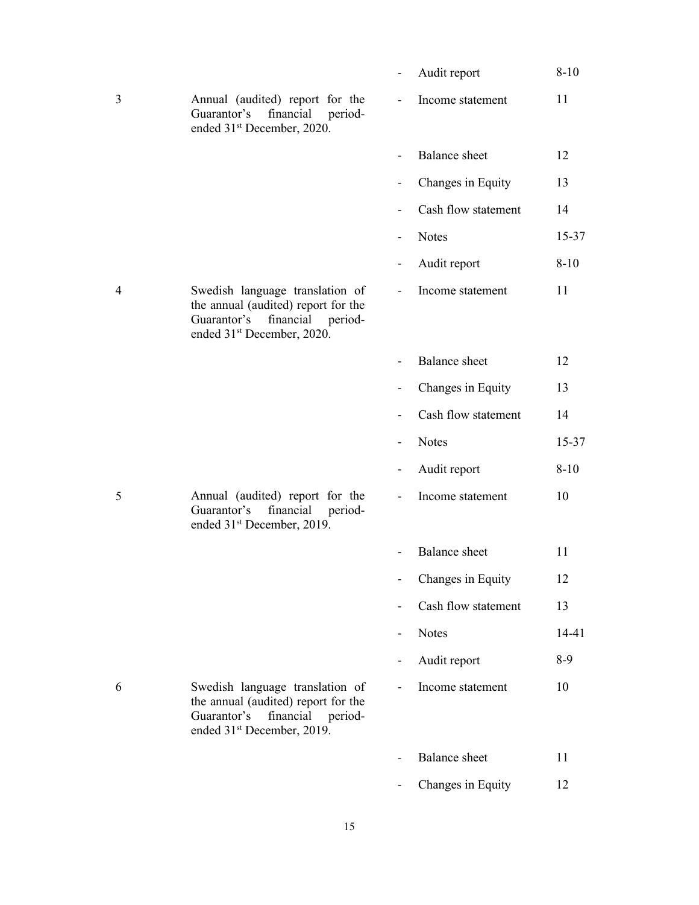| | | | | |
|---|---|---|---|---|
| | | - | Audit report | 8-10 |
| 3 | Annual (audited) report for the Guarantor's financial period-ended 31st December, 2020. | - | Income statement | 11 |
| | | - | Balance sheet | 12 |
| | | - | Changes in Equity | 13 |
| | | - | Cash flow statement | 14 |
| | | - | Notes | 15-37 |
| | | - | Audit report | 8-10 |
| 4 | Swedish language translation of the annual (audited) report for the Guarantor's financial period-ended 31st December, 2020. | - | Income statement | 11 |
| | | - | Balance sheet | 12 |
| | | - | Changes in Equity | 13 |
| | | - | Cash flow statement | 14 |
| | | - | Notes | 15-37 |
| | | - | Audit report | 8-10 |
| 5 | Annual (audited) report for the Guarantor's financial period-ended 31st December, 2019. | - | Income statement | 10 |
| | | - | Balance sheet | 11 |
| | | - | Changes in Equity | 12 |
| | | - | Cash flow statement | 13 |
| | | - | Notes | 14-41 |
| | | - | Audit report | 8-9 |
| 6 | Swedish language translation of the annual (audited) report for the Guarantor's financial period-ended 31st December, 2019. | - | Income statement | 10 |
| | | - | Balance sheet | 11 |
| | | - | Changes in Equity | 12 |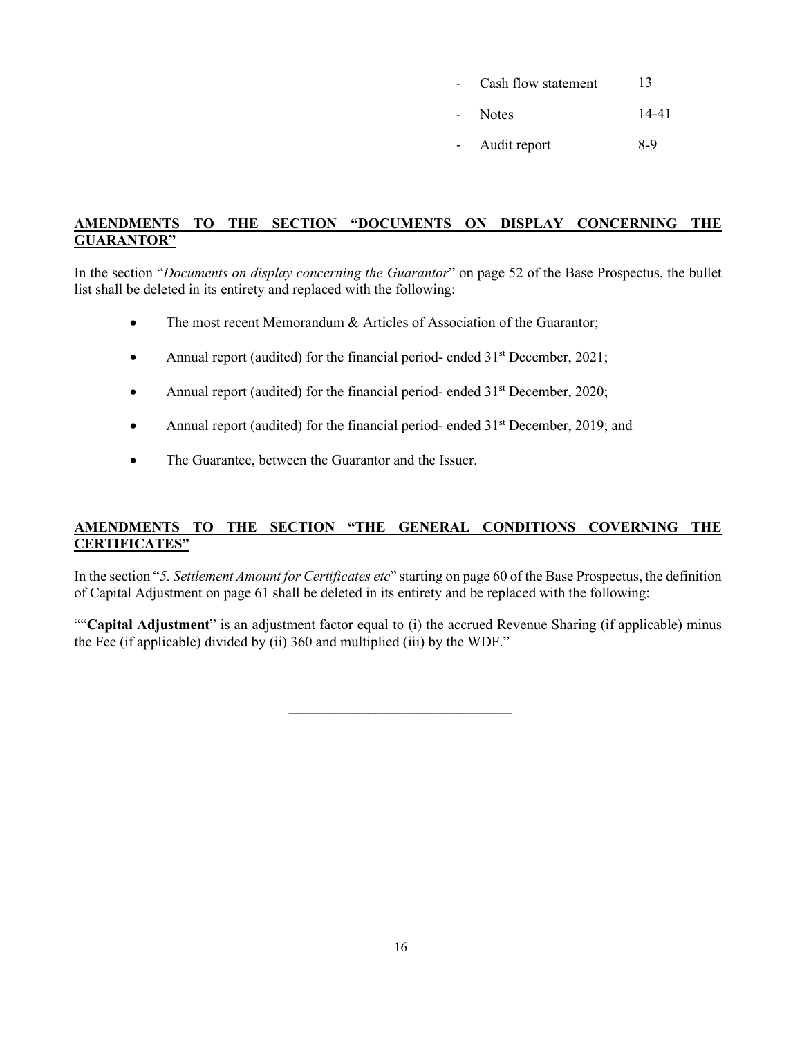- Cash flow statement 13
- Notes 14-41
- Audit report 8-9

## AMENDMENTS TO THE SECTION "DOCUMENTS ON DISPLAY CONCERNING THE GUARANTOR"

In the section "*Documents on display concerning the Guarantor*" on page 52 of the Base Prospectus, the bullet list shall be deleted in its entirety and replaced with the following:

- The most recent Memorandum & Articles of Association of the Guarantor;
- Annual report (audited) for the financial period- ended 31st December, 2021;
- Annual report (audited) for the financial period- ended 31st December, 2020;
- Annual report (audited) for the financial period- ended 31st December, 2019; and
- The Guarantee, between the Guarantor and the Issuer.

## AMENDMENTS TO THE SECTION "THE GENERAL CONDITIONS COVERNING THE CERTIFICATES"

In the section "*5. Settlement Amount for Certificates etc*" starting on page 60 of the Base Prospectus, the definition of Capital Adjustment on page 61 shall be deleted in its entirety and be replaced with the following:

""**Capital Adjustment**" is an adjustment factor equal to (i) the accrued Revenue Sharing (if applicable) minus the Fee (if applicable) divided by (ii) 360 and multiplied (iii) by the WDF."

---